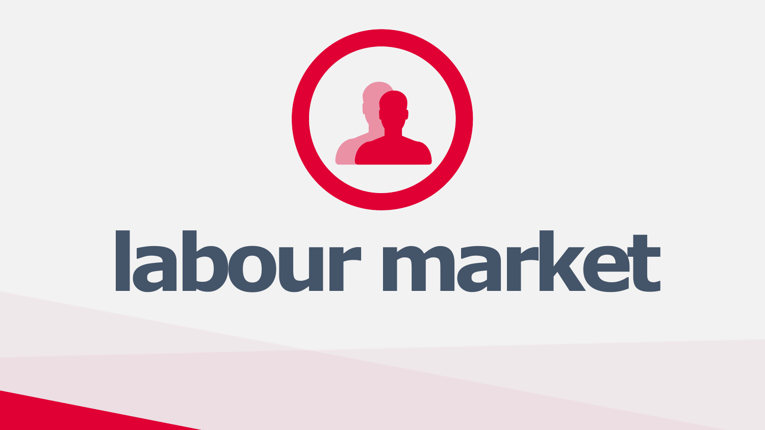# labour market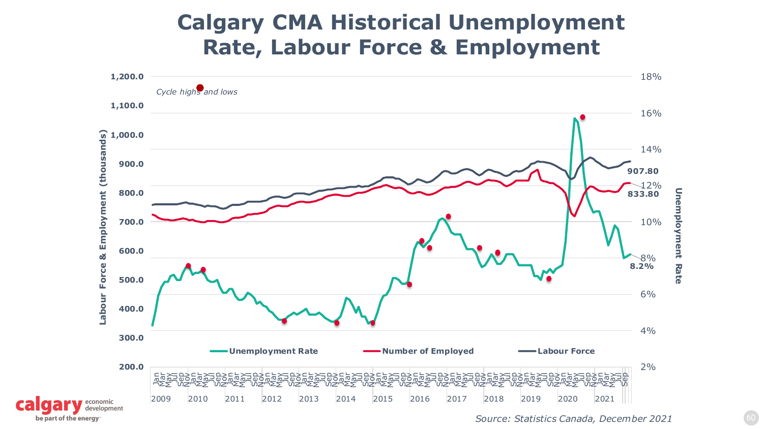# Calgary CMA Historical Unemployment Rate, Labour Force & Employment

*Cycle highs and lows*

Labour Force & Employment (thousands): 1,200.0, 1,100.0, 1,000.0, 900.0, 800.0, 700.0, 600.0, 500.0, 400.0, 300.0, 200.0

Unemployment Rate: 18%, 16%, 14%, 12%, 10%, 8%, 6%, 4%, 2%

907.80

833.80

8.2%

Unemployment Rate — Number of Employed — Labour Force

2009, 2010, 2011, 2012, 2013, 2014, 2015, 2016, 2017, 2018, 2019, 2020, 2021

*Source: Statistics Canada, December 2021*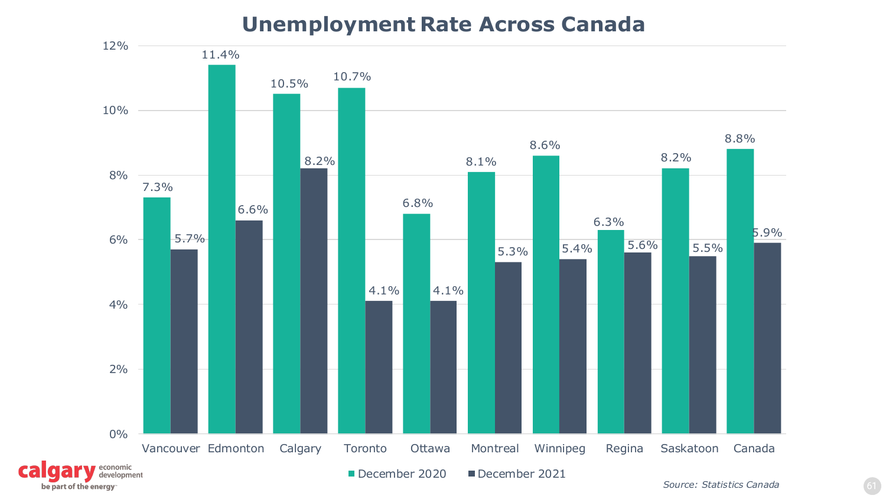# Unemployment Rate Across Canada

| | December 2020 | December 2021 |
|---|---|---|
| Vancouver | 7.3% | 5.7% |
| Edmonton | 11.4% | 6.6% |
| Calgary | 10.5% | 8.2% |
| Toronto | 10.7% | 4.1% |
| Ottawa | 6.8% | 4.1% |
| Montreal | 8.1% | 5.3% |
| Winnipeg | 8.6% | 5.4% |
| Regina | 6.3% | 5.6% |
| Saskatoon | 8.2% | 5.5% |
| Canada | 8.8% | 5.9% |

*Source: Statistics Canada*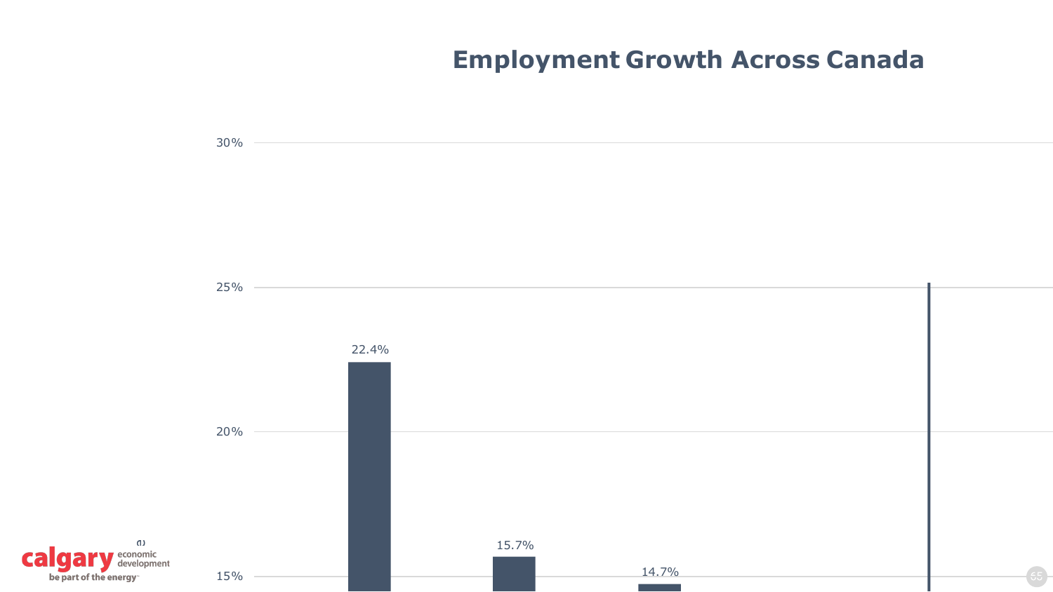# Employment Growth Across Canada

| Axis | Values |
| --- | --- |
| Y-axis | 15%, 20%, 25%, 30% |

| Bar | Value |
| --- | --- |
| 1 | 22.4% |
| 2 | 15.7% |
| 3 | 14.7% |

calgary economic development

be part of the energy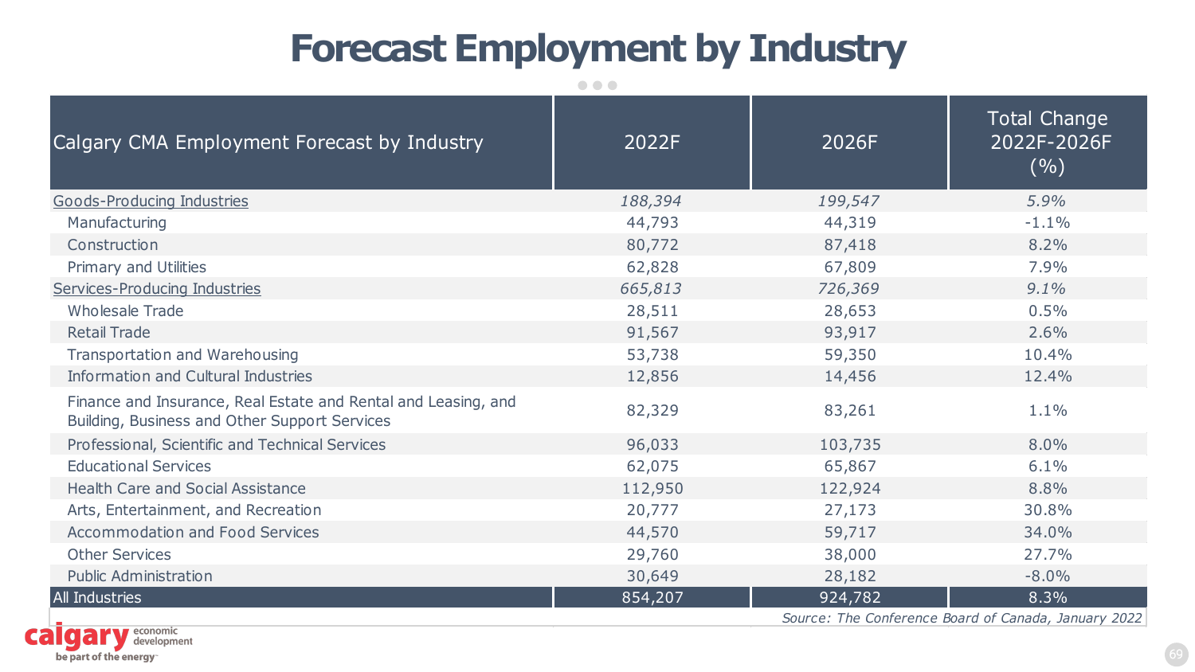# Forecast Employment by Industry

| Calgary CMA Employment Forecast by Industry | 2022F | 2026F | Total Change 2022F-2026F (%) |
| --- | --- | --- | --- |
| Goods-Producing Industries | *188,394* | *199,547* | *5.9%* |
| Manufacturing | 44,793 | 44,319 | -1.1% |
| Construction | 80,772 | 87,418 | 8.2% |
| Primary and Utilities | 62,828 | 67,809 | 7.9% |
| Services-Producing Industries | *665,813* | *726,369* | *9.1%* |
| Wholesale Trade | 28,511 | 28,653 | 0.5% |
| Retail Trade | 91,567 | 93,917 | 2.6% |
| Transportation and Warehousing | 53,738 | 59,350 | 10.4% |
| Information and Cultural Industries | 12,856 | 14,456 | 12.4% |
| Finance and Insurance, Real Estate and Rental and Leasing, and Building, Business and Other Support Services | 82,329 | 83,261 | 1.1% |
| Professional, Scientific and Technical Services | 96,033 | 103,735 | 8.0% |
| Educational Services | 62,075 | 65,867 | 6.1% |
| Health Care and Social Assistance | 112,950 | 122,924 | 8.8% |
| Arts, Entertainment, and Recreation | 20,777 | 27,173 | 30.8% |
| Accommodation and Food Services | 44,570 | 59,717 | 34.0% |
| Other Services | 29,760 | 38,000 | 27.7% |
| Public Administration | 30,649 | 28,182 | -8.0% |
| All Industries | 854,207 | 924,782 | 8.3% |

*Source: The Conference Board of Canada, January 2022*

calgary economic development
be part of the energy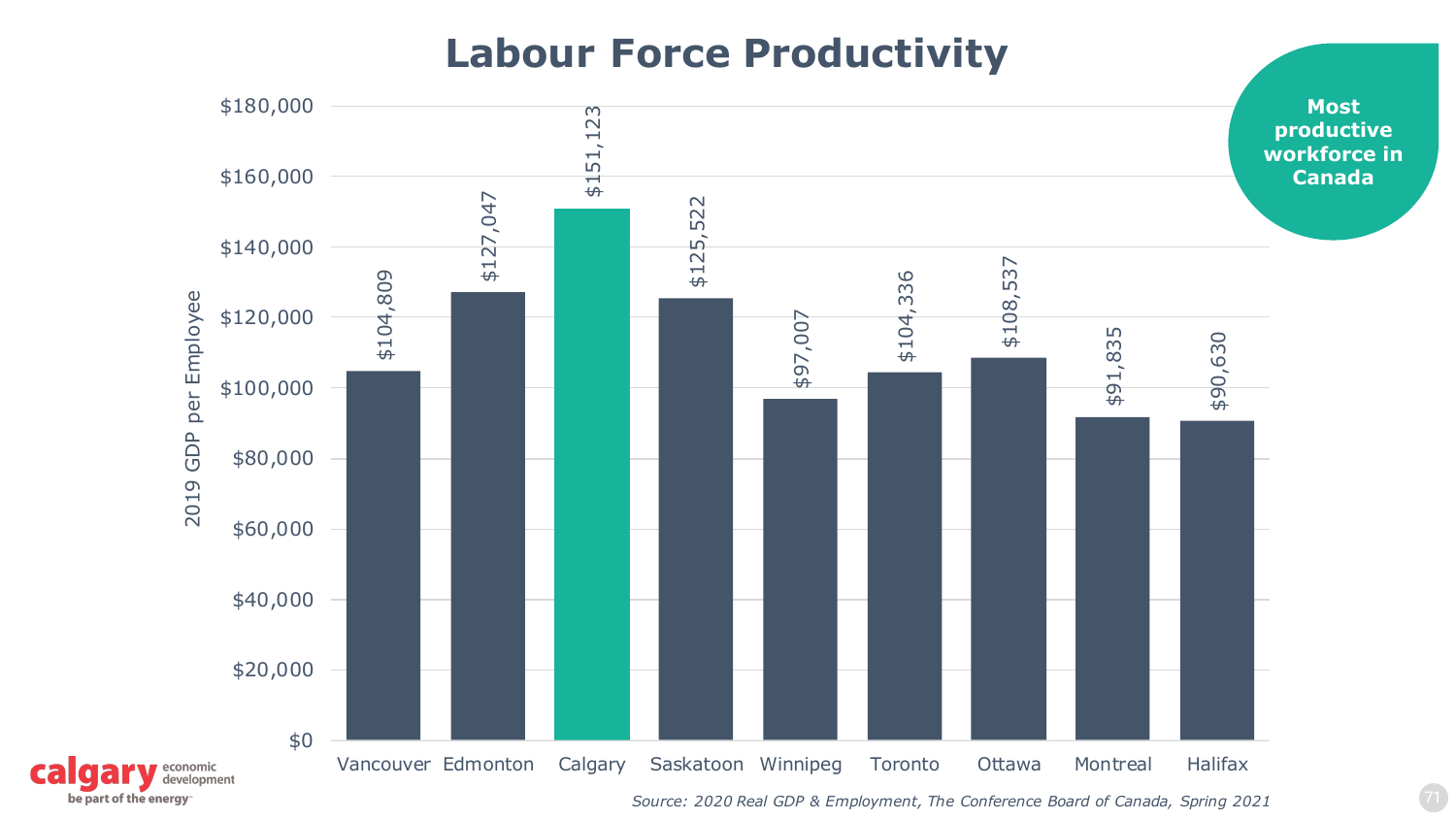# Labour Force Productivity

**Most productive workforce in Canada**

2019 GDP per Employee

| City | 2019 GDP per Employee |
|---|---|
| Vancouver | $104,809 |
| Edmonton | $127,047 |
| Calgary | $151,123 |
| Saskatoon | $125,522 |
| Winnipeg | $97,007 |
| Toronto | $104,336 |
| Ottawa | $108,537 |
| Montreal | $91,835 |
| Halifax | $90,630 |

*Source: 2020 Real GDP & Employment, The Conference Board of Canada, Spring 2021*

calgary economic development
be part of the energy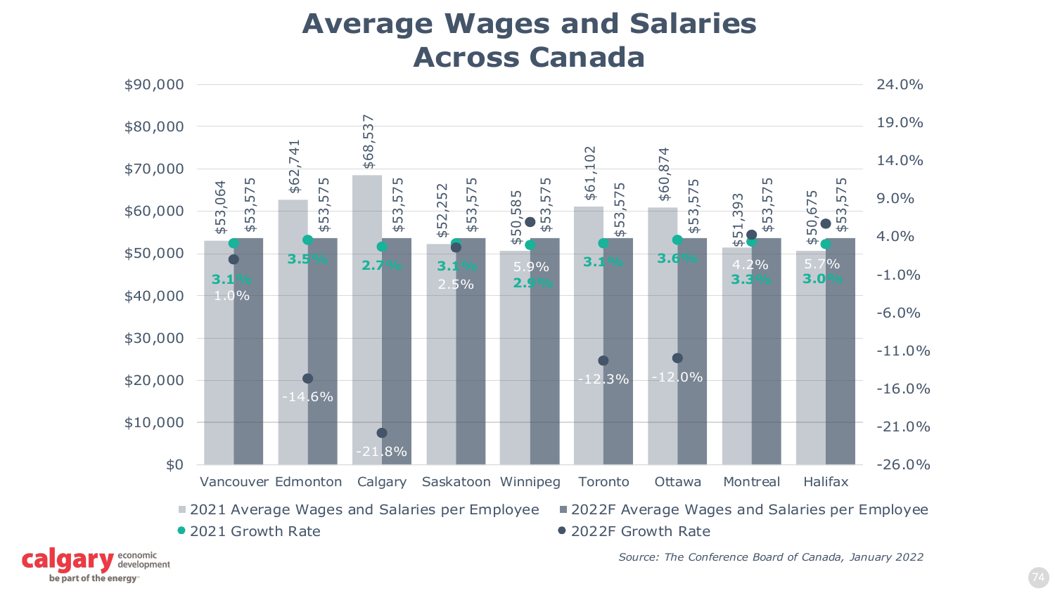# Average Wages and Salaries Across Canada

| City | 2021 Average Wages and Salaries per Employee | 2022F Average Wages and Salaries per Employee | 2021 Growth Rate | 2022F Growth Rate |
|---|---|---|---|---|
| Vancouver | $53,064 | $53,575 | 3.1% | 1.0% |
| Edmonton | $62,741 | $53,575 | 3.5% | -14.6% |
| Calgary | $68,537 | $53,575 | 2.7% | -21.8% |
| Saskatoon | $52,252 | $53,575 | 3.1% | 2.5% |
| Winnipeg | $50,585 | $53,575 | 2.9% | 5.9% |
| Toronto | $61,102 | $53,575 | 3.1% | -12.3% |
| Ottawa | $60,874 | $53,575 | 3.6% | -12.0% |
| Montreal | $51,393 | $53,575 | 3.3% | 4.2% |
| Halifax | $50,675 | $53,575 | 3.0% | 5.7% |

*Source: The Conference Board of Canada, January 2022*

calgary economic development
be part of the energy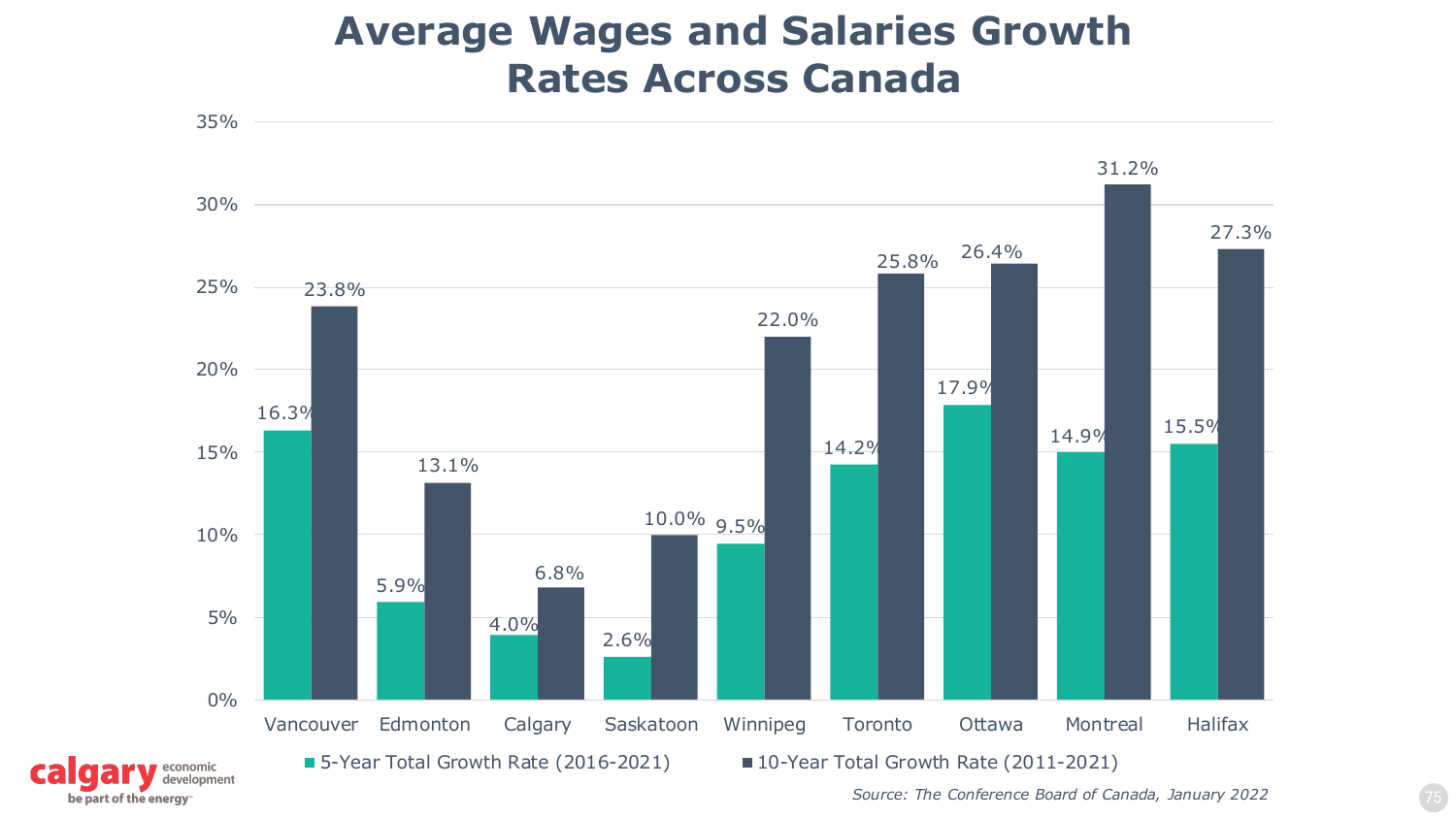# Average Wages and Salaries Growth Rates Across Canada

| City | 5-Year Total Growth Rate (2016-2021) | 10-Year Total Growth Rate (2011-2021) |
|---|---|---|
| Vancouver | 16.3% | 23.8% |
| Edmonton | 5.9% | 13.1% |
| Calgary | 4.0% | 6.8% |
| Saskatoon | 2.6% | 10.0% |
| Winnipeg | 9.5% | 22.0% |
| Toronto | 14.2% | 25.8% |
| Ottawa | 17.9% | 26.4% |
| Montreal | 14.9% | 31.2% |
| Halifax | 15.5% | 27.3% |

*Source: The Conference Board of Canada, January 2022*

calgary economic development
be part of the energy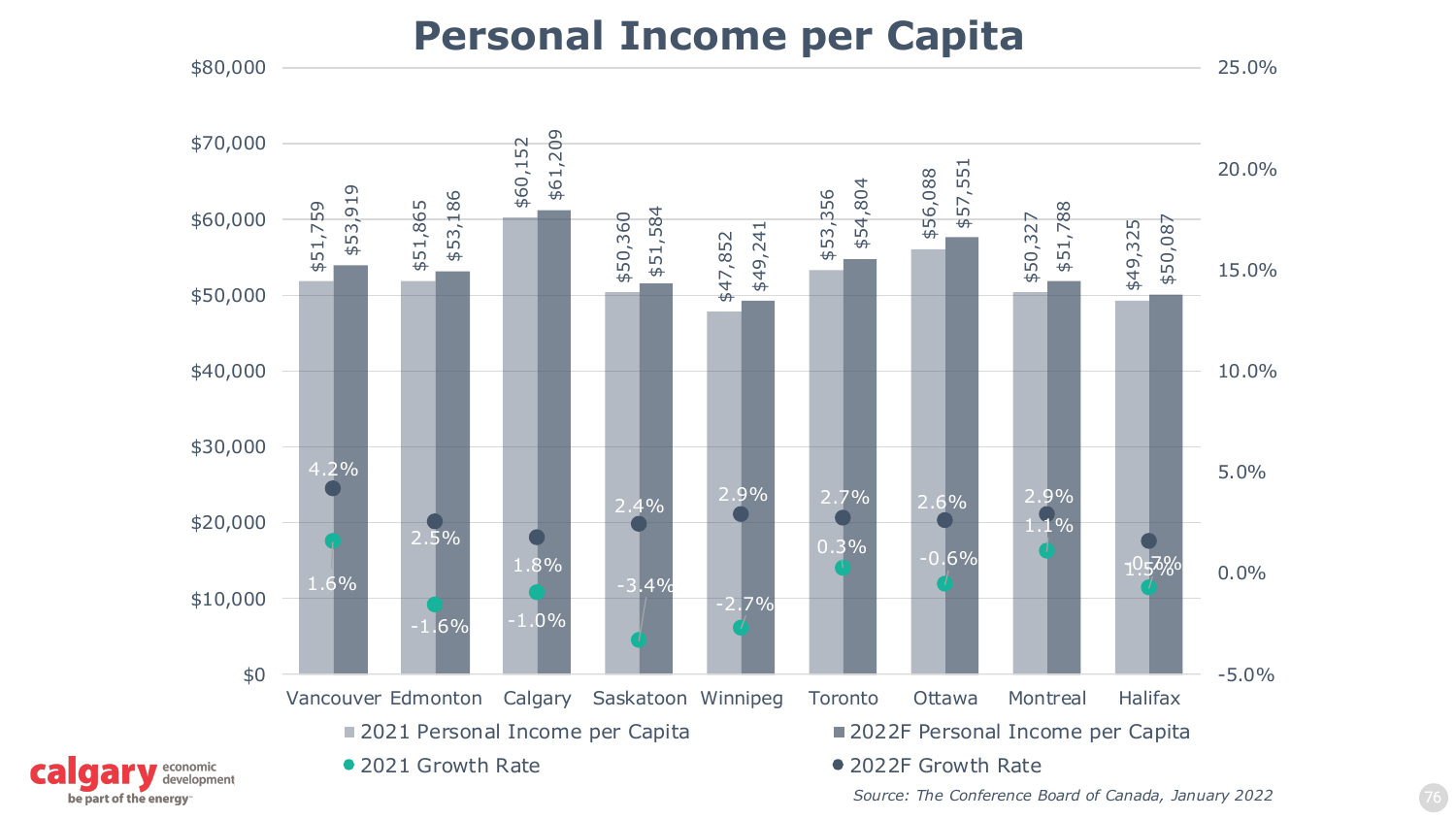# Personal Income per Capita

| City | 2021 Personal Income per Capita | 2022F Personal Income per Capita | 2021 Growth Rate | 2022F Growth Rate |
| --- | --- | --- | --- | --- |
| Vancouver | $51,759 | $53,919 | 1.6% | 4.2% |
| Edmonton | $51,865 | $53,186 | -1.6% | 2.5% |
| Calgary | $60,152 | $61,209 | -1.0% | 1.8% |
| Saskatoon | $50,360 | $51,584 | -3.4% | 2.4% |
| Winnipeg | $47,852 | $49,241 | -2.7% | 2.9% |
| Toronto | $53,356 | $54,804 | 0.3% | 2.7% |
| Ottawa | $56,088 | $57,551 | -0.6% | 2.6% |
| Montreal | $50,327 | $51,788 | 1.1% | 2.9% |
| Halifax | $49,325 | $50,087 | -0.7% | 1.5% |

*Source: The Conference Board of Canada, January 2022*

calgary economic development
be part of the energy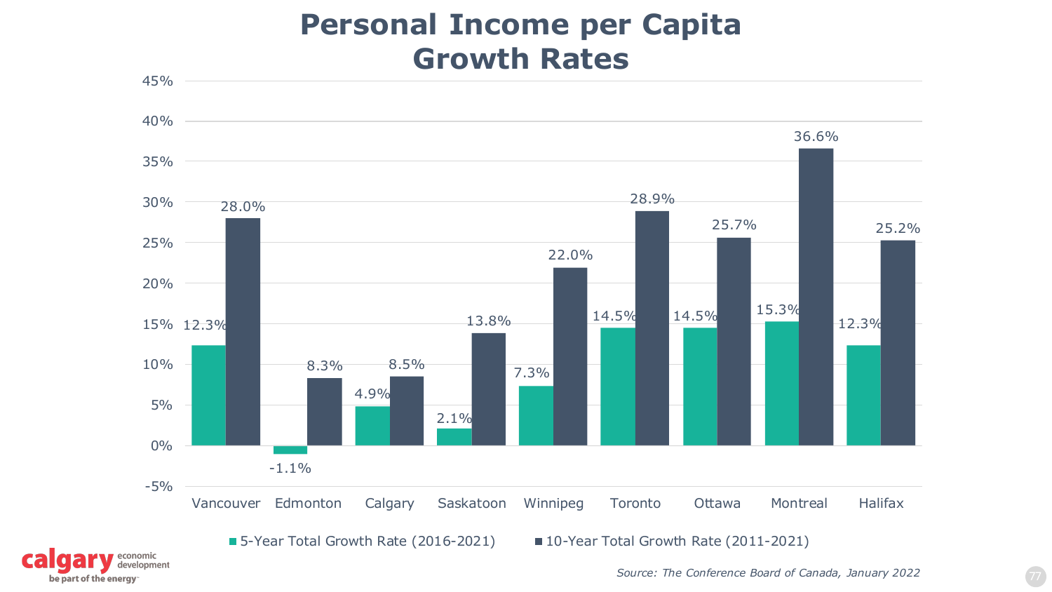# Personal Income per Capita Growth Rates

45%
40%
35%
30%
25%
20%
15%
10%
5%
0%
-5%

Vancouver: 12.3% 28.0%
Edmonton: -1.1% 8.3%
Calgary: 4.9% 8.5%
Saskatoon: 2.1% 13.8%
Winnipeg: 7.3% 22.0%
Toronto: 14.5% 28.9%
Ottawa: 14.5% 25.7%
Montreal: 15.3% 36.6%
Halifax: 12.3% 25.2%

5-Year Total Growth Rate (2016-2021)
10-Year Total Growth Rate (2011-2021)

calgary economic development
be part of the energy

*Source: The Conference Board of Canada, January 2022*